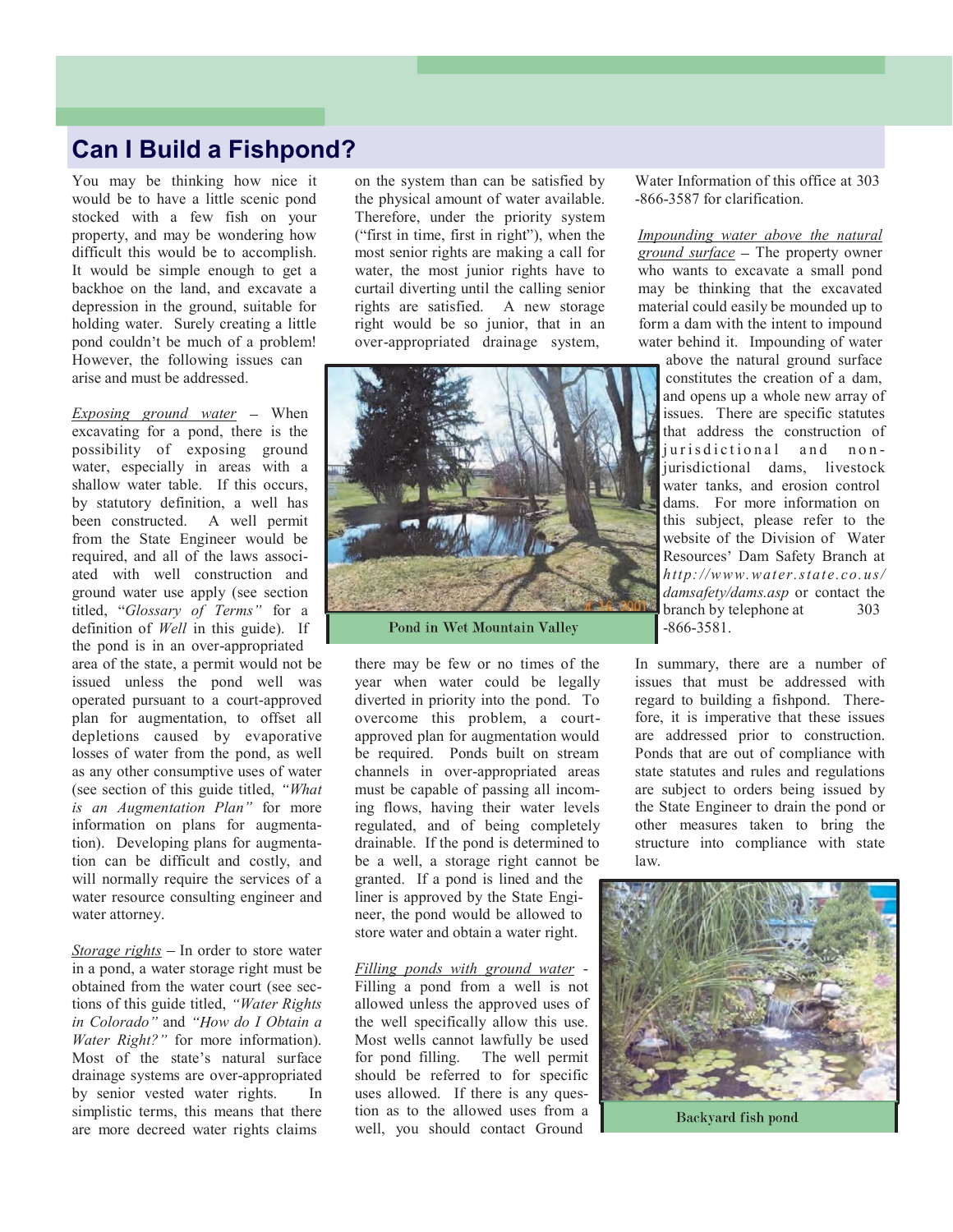# Can I Build a Fishpond?

You may be thinking how nice it would be to have a little scenic pond stocked with a few fish on your property, and may be wondering how difficult this would be to accomplish. It would be simple enough to get a backhoe on the land, and excavate a depression in the ground, suitable for holding water. Surely creating a little pond couldn't be much of a problem! However, the following issues can arise and must be addressed.

_Exposing ground water_ – When excavating for a pond, there is the possibility of exposing ground water, especially in areas with a shallow water table. If this occurs, by statutory definition, a well has been constructed. A well permit from the State Engineer would be required, and all of the laws associated with well construction and ground water use apply (see section titled, "*Glossary of Terms"* for a definition of *Well* in this guide). If the pond is in an over-appropriated area of the state, a permit would not be issued unless the pond well was operated pursuant to a court-approved plan for augmentation, to offset all depletions caused by evaporative losses of water from the pond, as well as any other consumptive uses of water (see section of this guide titled, *"What is an Augmentation Plan"* for more information on plans for augmentation). Developing plans for augmentation can be difficult and costly, and will normally require the services of a water resource consulting engineer and water attorney.

_Storage rights_ – In order to store water in a pond, a water storage right must be obtained from the water court (see sections of this guide titled, *"Water Rights in Colorado"* and *"How do I Obtain a Water Right?"* for more information). Most of the state's natural surface drainage systems are over-appropriated by senior vested water rights. In simplistic terms, this means that there are more decreed water rights claims on the system than can be satisfied by the physical amount of water available. Therefore, under the priority system ("first in time, first in right"), when the most senior rights are making a call for water, the most junior rights have to curtail diverting until the calling senior rights are satisfied. A new storage right would be so junior, that in an over-appropriated drainage system, there may be few or no times of the year when water could be legally diverted in priority into the pond. To overcome this problem, a court-approved plan for augmentation would be required. Ponds built on stream channels in over-appropriated areas must be capable of passing all incoming flows, having their water levels regulated, and of being completely drainable. If the pond is determined to be a well, a storage right cannot be granted. If a pond is lined and the liner is approved by the State Engineer, the pond would be allowed to store water and obtain a water right.

Pond in Wet Mountain Valley

_Filling ponds with ground water_ - Filling a pond from a well is not allowed unless the approved uses of the well specifically allow this use. Most wells cannot lawfully be used for pond filling. The well permit should be referred to for specific uses allowed. If there is any question as to the allowed uses from a well, you should contact Ground Water Information of this office at 303-866-3587 for clarification.

_Impounding water above the natural ground surface_ – The property owner who wants to excavate a small pond may be thinking that the excavated material could easily be mounded up to form a dam with the intent to impound water behind it. Impounding of water above the natural ground surface constitutes the creation of a dam, and opens up a whole new array of issues. There are specific statutes that address the construction of jurisdictional and non-jurisdictional dams, livestock water tanks, and erosion control dams. For more information on this subject, please refer to the website of the Division of Water Resources' Dam Safety Branch at *http://www.water.state.co.us/damsafety/dams.asp* or contact the branch by telephone at 303-866-3581.

In summary, there are a number of issues that must be addressed with regard to building a fishpond. Therefore, it is imperative that these issues are addressed prior to construction. Ponds that are out of compliance with state statutes and rules and regulations are subject to orders being issued by the State Engineer to drain the pond or other measures taken to bring the structure into compliance with state law.

Backyard fish pond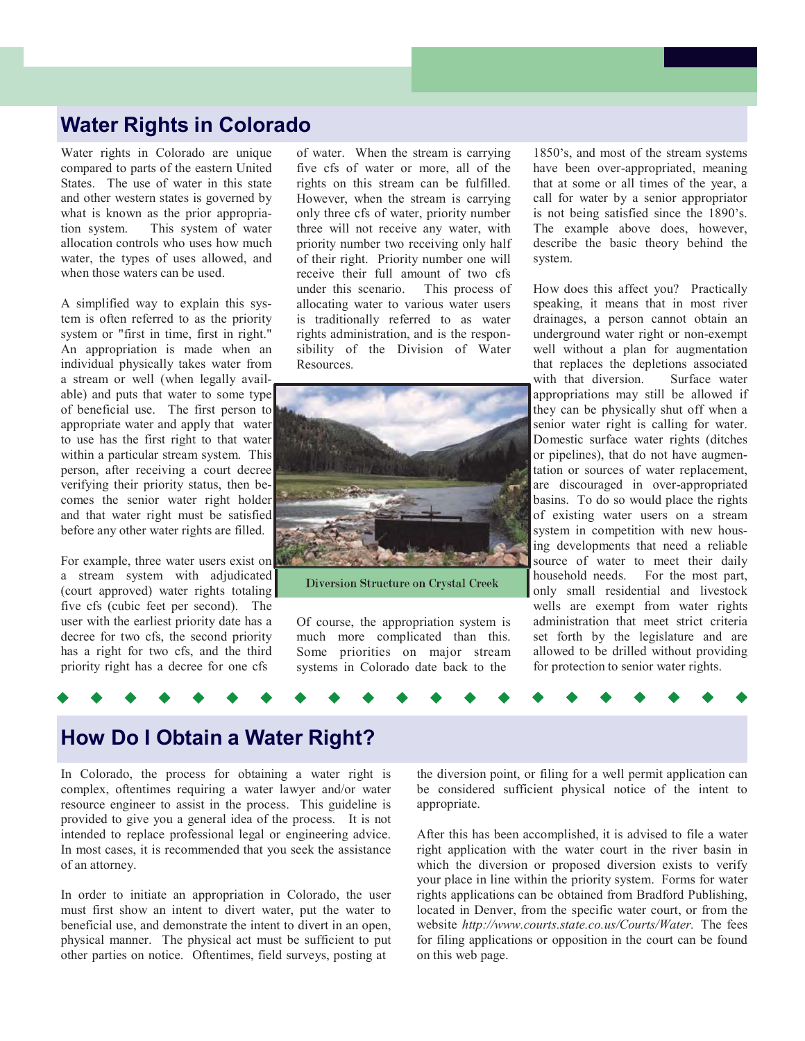## Water Rights in Colorado

Water rights in Colorado are unique compared to parts of the eastern United States. The use of water in this state and other western states is governed by what is known as the prior appropriation system. This system of water allocation controls who uses how much water, the types of uses allowed, and when those waters can be used.

A simplified way to explain this system is often referred to as the priority system or "first in time, first in right." An appropriation is made when an individual physically takes water from a stream or well (when legally available) and puts that water to some type of beneficial use. The first person to appropriate water and apply that water to use has the first right to that water within a particular stream system. This person, after receiving a court decree verifying their priority status, then becomes the senior water right holder and that water right must be satisfied before any other water rights are filled.

For example, three water users exist on a stream system with adjudicated (court approved) water rights totaling five cfs (cubic feet per second). The user with the earliest priority date has a decree for two cfs, the second priority has a right for two cfs, and the third priority right has a decree for one cfs of water. When the stream is carrying five cfs of water or more, all of the rights on this stream can be fulfilled. However, when the stream is carrying only three cfs of water, priority number three will not receive any water, with priority number two receiving only half of their right. Priority number one will receive their full amount of two cfs under this scenario. This process of allocating water to various water users is traditionally referred to as water rights administration, and is the responsibility of the Division of Water Resources.

Diversion Structure on Crystal Creek

Of course, the appropriation system is much more complicated than this. Some priorities on major stream systems in Colorado date back to the 1850's, and most of the stream systems have been over-appropriated, meaning that at some or all times of the year, a call for water by a senior appropriator is not being satisfied since the 1890's. The example above does, however, describe the basic theory behind the system.

How does this affect you? Practically speaking, it means that in most river drainages, a person cannot obtain an underground water right or non-exempt well without a plan for augmentation that replaces the depletions associated with that diversion. Surface water appropriations may still be allowed if they can be physically shut off when a senior water right is calling for water. Domestic surface water rights (ditches or pipelines), that do not have augmentation or sources of water replacement, are discouraged in over-appropriated basins. To do so would place the rights of existing water users on a stream system in competition with new housing developments that need a reliable source of water to meet their daily household needs. For the most part, only small residential and livestock wells are exempt from water rights administration that meet strict criteria set forth by the legislature and are allowed to be drilled without providing for protection to senior water rights.

## How Do I Obtain a Water Right?

In Colorado, the process for obtaining a water right is complex, oftentimes requiring a water lawyer and/or water resource engineer to assist in the process. This guideline is provided to give you a general idea of the process. It is not intended to replace professional legal or engineering advice. In most cases, it is recommended that you seek the assistance of an attorney.

In order to initiate an appropriation in Colorado, the user must first show an intent to divert water, put the water to beneficial use, and demonstrate the intent to divert in an open, physical manner. The physical act must be sufficient to put other parties on notice. Oftentimes, field surveys, posting at the diversion point, or filing for a well permit application can be considered sufficient physical notice of the intent to appropriate.

After this has been accomplished, it is advised to file a water right application with the water court in the river basin in which the diversion or proposed diversion exists to verify your place in line within the priority system. Forms for water rights applications can be obtained from Bradford Publishing, located in Denver, from the specific water court, or from the website *http://www.courts.state.co.us/Courts/Water.* The fees for filing applications or opposition in the court can be found on this web page.